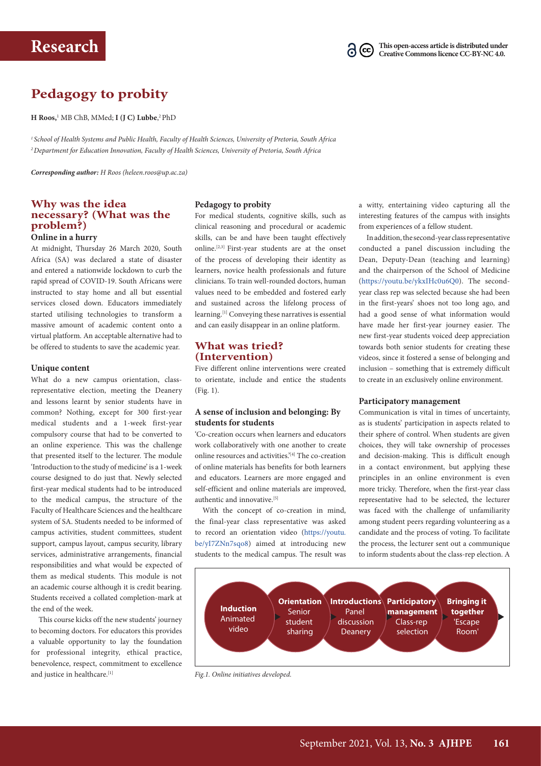# Pedagogy to probity

**H Roos,**[1] MB ChB, MMed; **I (J C) Lubbe**,[2] PhD

*[1] School of Health Systems and Public Health, Faculty of Health Sciences, University of Pretoria, South Africa*
*[2] Department for Education Innovation, Faculty of Health Sciences, University of Pretoria, South Africa*

***Corresponding author:** H Roos (heleen.roos@up.ac.za)*

This open-access article is distributed under Creative Commons licence CC-BY-NC 4.0.

## Why was the idea necessary? (What was the problem?)

### Online in a hurry

At midnight, Thursday 26 March 2020, South Africa (SA) was declared a state of disaster and entered a nationwide lockdown to curb the rapid spread of COVID-19. South Africans were instructed to stay home and all but essential services closed down. Educators immediately started utilising technologies to transform a massive amount of academic content onto a virtual platform. An acceptable alternative had to be offered to students to save the academic year.

### Unique content

What do a new campus orientation, class-representative election, meeting the Deanery and lessons learnt by senior students have in common? Nothing, except for 300 first-year medical students and a 1-week first-year compulsory course that had to be converted to an online experience. This was the challenge that presented itself to the lecturer. The module 'Introduction to the study of medicine' is a 1-week course designed to do just that. Newly selected first-year medical students had to be introduced to the medical campus, the structure of the Faculty of Healthcare Sciences and the healthcare system of SA. Students needed to be informed of campus activities, student committees, student support, campus layout, campus security, library services, administrative arrangements, financial responsibilities and what would be expected of them as medical students. This module is not an academic course although it is credit bearing. Students received a collated completion-mark at the end of the week.

This course kicks off the new students' journey to becoming doctors. For educators this provides a valuable opportunity to lay the foundation for professional integrity, ethical practice, benevolence, respect, commitment to excellence and justice in healthcare.[1]

### Pedagogy to probity

For medical students, cognitive skills, such as clinical reasoning and procedural or academic skills, can be and have been taught effectively online.[2,3] First-year students are at the onset of the process of developing their identity as learners, novice health professionals and future clinicians. To train well-rounded doctors, human values need to be embedded and fostered early and sustained across the lifelong process of learning.[1] Conveying these narratives is essential and can easily disappear in an online platform.

## What was tried? (Intervention)

Five different online interventions were created to orientate, include and entice the students (Fig. 1).

### A sense of inclusion and belonging: By students for students

'Co-creation occurs when learners and educators work collaboratively with one another to create online resources and activities.'[4] The co-creation of online materials has benefits for both learners and educators. Learners are more engaged and self-efficient and online materials are improved, authentic and innovative.[5]

With the concept of co-creation in mind, the final-year class representative was asked to record an orientation video (https://youtu.be/yI7ZNn7sqo8) aimed at introducing new students to the medical campus. The result was a witty, entertaining video capturing all the interesting features of the campus with insights from experiences of a fellow student.

In addition, the second-year class representative conducted a panel discussion including the Dean, Deputy-Dean (teaching and learning) and the chairperson of the School of Medicine (https://youtu.be/ykxIHc0u6Q0). The second-year class rep was selected because she had been in the first-years' shoes not too long ago, and had a good sense of what information would have made her first-year journey easier. The new first-year students voiced deep appreciation towards both senior students for creating these videos, since it fostered a sense of belonging and inclusion – something that is extremely difficult to create in an exclusively online environment.

### Participatory management

Communication is vital in times of uncertainty, as is students' participation in aspects related to their sphere of control. When students are given choices, they will take ownership of processes and decision-making. This is difficult enough in a contact environment, but applying these principles in an online environment is even more tricky. Therefore, when the first-year class representative had to be selected, the lecturer was faced with the challenge of unfamiliarity among student peers regarding volunteering as a candidate and the process of voting. To facilitate the process, the lecturer sent out a communique to inform students about the class-rep election. A

**Induction** Animated video → **Orientation** Senior student sharing → **Introductions** Panel discussion Deanery → **Participatory management** Class-rep selection → **Bringing it together** 'Escape Room'

*Fig.1. Online initiatives developed.*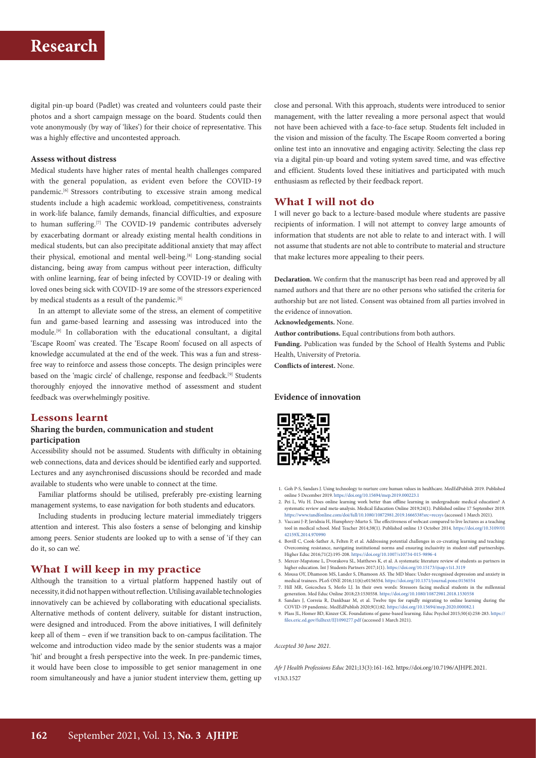digital pin-up board (Padlet) was created and volunteers could paste their photos and a short campaign message on the board. Students could then vote anonymously (by way of 'likes') for their choice of representative. This was a highly effective and uncontested approach.

### Assess without distress

Medical students have higher rates of mental health challenges compared with the general population, as evident even before the COVID-19 pandemic.[6] Stressors contributing to excessive strain among medical students include a high academic workload, competitiveness, constraints in work-life balance, family demands, financial difficulties, and exposure to human suffering.[7] The COVID-19 pandemic contributes adversely by exacerbating dormant or already existing mental health conditions in medical students, but can also precipitate additional anxiety that may affect their physical, emotional and mental well-being.[8] Long-standing social distancing, being away from campus without peer interaction, difficulty with online learning, fear of being infected by COVID-19 or dealing with loved ones being sick with COVID-19 are some of the stressors experienced by medical students as a result of the pandemic.[8]

In an attempt to alleviate some of the stress, an element of competitive fun and game-based learning and assessing was introduced into the module.[9] In collaboration with the educational consultant, a digital 'Escape Room' was created. The 'Escape Room' focused on all aspects of knowledge accumulated at the end of the week. This was a fun and stress-free way to reinforce and assess those concepts. The design principles were based on the 'magic circle' of challenge, response and feedback.[9] Students thoroughly enjoyed the innovative method of assessment and student feedback was overwhelmingly positive.

## Lessons learnt

### Sharing the burden, communication and student participation

Accessibility should not be assumed. Students with difficulty in obtaining web connections, data and devices should be identified early and supported. Lectures and any asynchronised discussions should be recorded and made available to students who were unable to connect at the time.

Familiar platforms should be utilised, preferably pre-existing learning management systems, to ease navigation for both students and educators.

Including students in producing lecture material immediately triggers attention and interest. This also fosters a sense of belonging and kinship among peers. Senior students are looked up to with a sense of 'if they can do it, so can we'.

## What I will keep in my practice

Although the transition to a virtual platform happened hastily out of necessity, it did not happen without reflection. Utilising available technologies innovatively can be achieved by collaborating with educational specialists. Alternative methods of content delivery, suitable for distant instruction, were designed and introduced. From the above initiatives, I will definitely keep all of them – even if we transition back to on-campus facilitation. The welcome and introduction video made by the senior students was a major 'hit' and brought a fresh perspective into the week. In pre-pandemic times, it would have been close to impossible to get senior management in one room simultaneously and have a junior student interview them, getting up close and personal. With this approach, students were introduced to senior management, with the latter revealing a more personal aspect that would not have been achieved with a face-to-face setup. Students felt included in the vision and mission of the faculty. The Escape Room converted a boring online test into an innovative and engaging activity. Selecting the class rep via a digital pin-up board and voting system saved time, and was effective and efficient. Students loved these initiatives and participated with much enthusiasm as reflected by their feedback report.

## What I will not do

I will never go back to a lecture-based module where students are passive recipients of information. I will not attempt to convey large amounts of information that students are not able to relate to and interact with. I will not assume that students are not able to contribute to material and structure that make lectures more appealing to their peers.

**Declaration.** We confirm that the manuscript has been read and approved by all named authors and that there are no other persons who satisfied the criteria for authorship but are not listed. Consent was obtained from all parties involved in the evidence of innovation.

**Acknowledgements.** None.

**Author contributions.** Equal contributions from both authors.

**Funding.** Publication was funded by the School of Health Systems and Public Health, University of Pretoria.

**Conflicts of interest.** None.

### Evidence of innovation

1. Goh P-S, Sandars J. Using technology to nurture core human values in healthcare. MedEdPublish 2019. Published online 5 December 2019. https://doi.org/10.15694/mep.2019.000223.1
2. Pei L, Wu H. Does online learning work better than offline learning in undergraduate medical education? A systematic review and meta-analysis. Medical Education Online 2019;24(1). Published online 17 September 2019. https://www.tandfonline.com/doi/full/10.1080/10872981.2019.1666538?src=recsys (accessed 1 March 2021).
3. Vaccani J-P, Javidnia H, Humphrey-Murto S. The effectiveness of webcast compared to live lectures as a teaching tool in medical school. Med Teacher 2014;38(1). Published online 13 October 2014. https://doi.org/10.3109/0142159X.2014.970990
4. Bovill C, Cook-Sather A, Felten P, et al. Addressing potential challenges in co-creating learning and teaching: Overcoming resistance, navigating institutional norms and ensuring inclusivity in student-staff partnerships. Higher Educ 2016;71(2):195-208. https://doi.org/10.1007/s10734-015-9896-4
5. Mercer-Mapstone L, Dvorakova SL, Matthews K, et al. A systematic literature review of students as partners in higher education. Int J Students Partners 2017;1(1). https://doi.org/10.15173/ijsap.v1i1.3119
6. Mousa OY, Dhamoon MS, Lander S, Dhamoon AS. The MD blues: Under-recognised depression and anxiety in medical trainees. PLoS ONE 2016;11(6):e0156554. https://doi.org/10.1371/journal.pone.0156554
7. Hill MR, Goicochea S, Merlo LJ. In their own words: Stressors facing medical students in the millennial generation. Med Educ Online 2018;23:1530558. https://doi.org/10.1080/10872981.2018.1530558
8. Sandars J, Correia R, Dankbaar M, et al. Twelve tips for rapidly migrating to online learning during the COVID-19 pandemic. MedEdPublish 2020;9(1):82. https://doi.org/10.15694/mep.2020.000082.1
9. Plass JL, Homer BD, Kinzer CK. Foundations of game-based learning. Educ Psychol 2015;50(4):258-283. https://files.eric.ed.gov/fulltext/EJ1090277.pdf (accessed 1 March 2021).

*Accepted 30 June 2021.*

*Afr J Health Professions Educ* 2021;13(3):161-162. https://doi.org/10.7196/AJHPE.2021.v13i3.1527